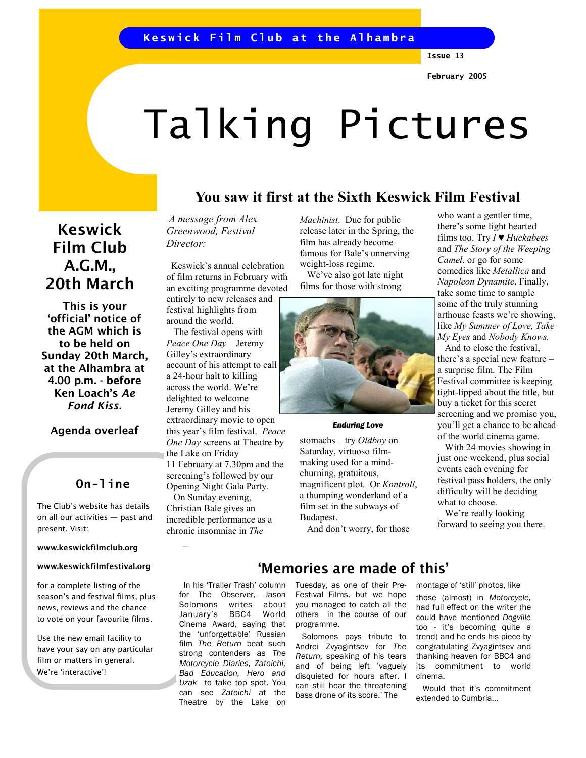Keswick Film Club at the Alhambra

Issue 13

February 2005

# Talking Pictures

## Keswick Film Club A.G.M., 20th March

**This is your 'official' notice of the AGM which is to be held on Sunday 20th March, at the Alhambra at 4.00 p.m. - before Ken Loach's *Ae Fond Kiss.***

**Agenda overleaf**

### On-line

The Club's website has details on all our activities — past and present. Visit:

**www.keswickfilmclub.org**

**www.keswickfilmfestival.org**

for a complete listing of the season's and festival films, plus news, reviews and the chance to vote on your favourite films.

Use the new email facility to have your say on any particular film or matters in general. We're 'interactive'!

## You saw it first at the Sixth Keswick Film Festival

*A message from Alex Greenwood, Festival Director:*

Keswick's annual celebration of film returns in February with an exciting programme devoted entirely to new releases and festival highlights from around the world.

The festival opens with *Peace One Day* – Jeremy Gilley's extraordinary account of his attempt to call a 24-hour halt to killing across the world. We're delighted to welcome Jeremy Gilley and his extraordinary movie to open this year's film festival. *Peace One Day* screens at Theatre by the Lake on Friday 11 February at 7.30pm and the screening's followed by our Opening Night Gala Party.

On Sunday evening, Christian Bale gives an incredible performance as a chronic insomniac in *The Machinist*. Due for public release later in the Spring, the film has already become famous for Bale's unnerving weight-loss regime.

We've also got late night films for those with strong stomachs – try *Oldboy* on Saturday, virtuoso film-making used for a mind-churning, gratuitous, magnificent plot. Or *Kontroll*, a thumping wonderland of a film set in the subways of Budapest.

*Enduring Love*

And don't worry, for those who want a gentler time, there's some light hearted films too. Try *I ♥ Huckabees* and *The Story of the Weeping Camel*. or go for some comedies like *Metallica* and *Napoleon Dynamite*. Finally, take some time to sample some of the truly stunning arthouse feasts we're showing, like *My Summer of Love, Take My Eyes* and *Nobody Knows.*

And to close the festival, there's a special new feature – a surprise film. The Film Festival committee is keeping tight-lipped about the title, but buy a ticket for this secret screening and we promise you, you'll get a chance to be ahead of the world cinema game.

With 24 movies showing in just one weekend, plus social events each evening for festival pass holders, the only difficulty will be deciding what to choose.

We're really looking forward to seeing you there.

## 'Memories are made of this'

In his 'Trailer Trash' column for The Observer, Jason Solomons writes about January's BBC4 World Cinema Award, saying that the 'unforgettable' Russian film *The Return* beat such strong contenders as *The Motorcycle Diaries, Zatoichi, Bad Education, Hero and Uzak* to take top spot. You can see *Zatoichi* at the Theatre by the Lake on Tuesday, as one of their Pre-Festival Films, but we hope you managed to catch all the others in the course of our programme.

Solomons pays tribute to Andrei Zvyagintsev for *The Return,* speaking of his tears and of being left 'vaguely disquieted for hours after. I can still hear the threatening bass drone of its score.' The montage of 'still' photos, like those (almost) in *Motorcycle,* had full effect on the writer (he could have mentioned *Dogville* too - it's becoming quite a trend) and he ends his piece by congratulating Zvyagintsev and thanking heaven for BBC4 and its commitment to world cinema.

Would that it's commitment extended to Cumbria...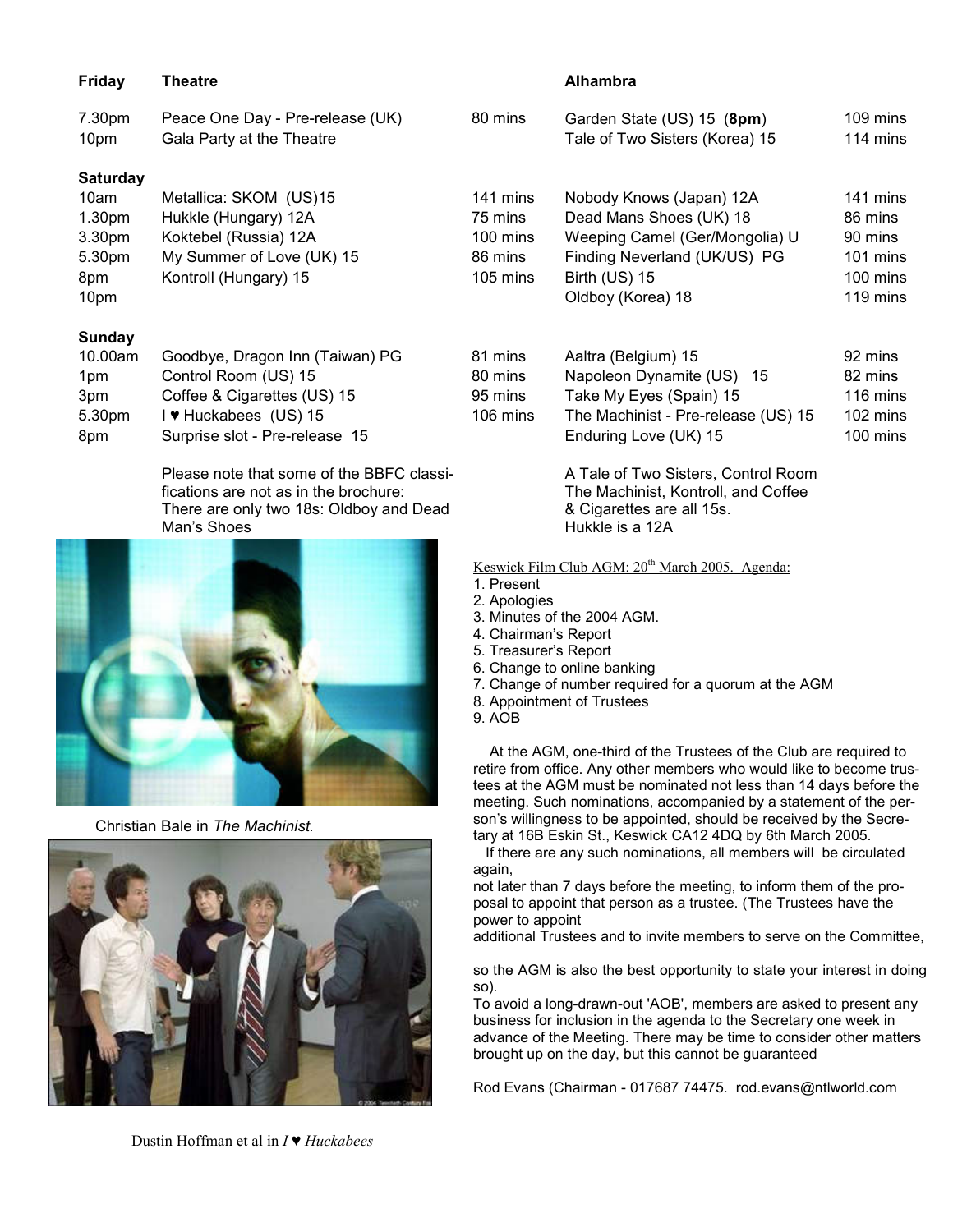| Friday | Theatre | | Alhambra | |
|---|---|---|---|---|
| 7.30pm | Peace One Day - Pre-release (UK) | 80 mins | Garden State (US) 15 (**8pm**) | 109 mins |
| 10pm | Gala Party at the Theatre | | Tale of Two Sisters (Korea) 15 | 114 mins |
| **Saturday** | | | | |
| 10am | Metallica: SKOM (US)15 | 141 mins | Nobody Knows (Japan) 12A | 141 mins |
| 1.30pm | Hukkle (Hungary) 12A | 75 mins | Dead Mans Shoes (UK) 18 | 86 mins |
| 3.30pm | Koktebel (Russia) 12A | 100 mins | Weeping Camel (Ger/Mongolia) U | 90 mins |
| 5.30pm | My Summer of Love (UK) 15 | 86 mins | Finding Neverland (UK/US) PG | 101 mins |
| 8pm | Kontroll (Hungary) 15 | 105 mins | Birth (US) 15 | 100 mins |
| 10pm | | | Oldboy (Korea) 18 | 119 mins |
| **Sunday** | | | | |
| 10.00am | Goodbye, Dragon Inn (Taiwan) PG | 81 mins | Aaltra (Belgium) 15 | 92 mins |
| 1pm | Control Room (US) 15 | 80 mins | Napoleon Dynamite (US) 15 | 82 mins |
| 3pm | Coffee & Cigarettes (US) 15 | 95 mins | Take My Eyes (Spain) 15 | 116 mins |
| 5.30pm | I ♥ Huckabees (US) 15 | 106 mins | The Machinist - Pre-release (US) 15 | 102 mins |
| 8pm | Surprise slot - Pre-release 15 | | Enduring Love (UK) 15 | 100 mins |

Please note that some of the BBFC classifications are not as in the brochure: There are only two 18s: Oldboy and Dead Man's Shoes

A Tale of Two Sisters, Control Room The Machinist, Kontroll, and Coffee & Cigarettes are all 15s. Hukkle is a 12A

Christian Bale in *The Machinist*.

Dustin Hoffman et al in *I ♥ Huckabees*

Keswick Film Club AGM: 20th March 2005. Agenda:

1. Present
2. Apologies
3. Minutes of the 2004 AGM.
4. Chairman's Report
5. Treasurer's Report
6. Change to online banking
7. Change of number required for a quorum at the AGM
8. Appointment of Trustees
9. AOB

At the AGM, one-third of the Trustees of the Club are required to retire from office. Any other members who would like to become trustees at the AGM must be nominated not less than 14 days before the meeting. Such nominations, accompanied by a statement of the person's willingness to be appointed, should be received by the Secretary at 16B Eskin St., Keswick CA12 4DQ by 6th March 2005.

If there are any such nominations, all members will be circulated again, not later than 7 days before the meeting, to inform them of the proposal to appoint that person as a trustee. (The Trustees have the power to appoint additional Trustees and to invite members to serve on the Committee, so the AGM is also the best opportunity to state your interest in doing so).

To avoid a long-drawn-out 'AOB', members are asked to present any business for inclusion in the agenda to the Secretary one week in advance of the Meeting. There may be time to consider other matters brought up on the day, but this cannot be guaranteed

Rod Evans (Chairman - 017687 74475. rod.evans@ntlworld.com